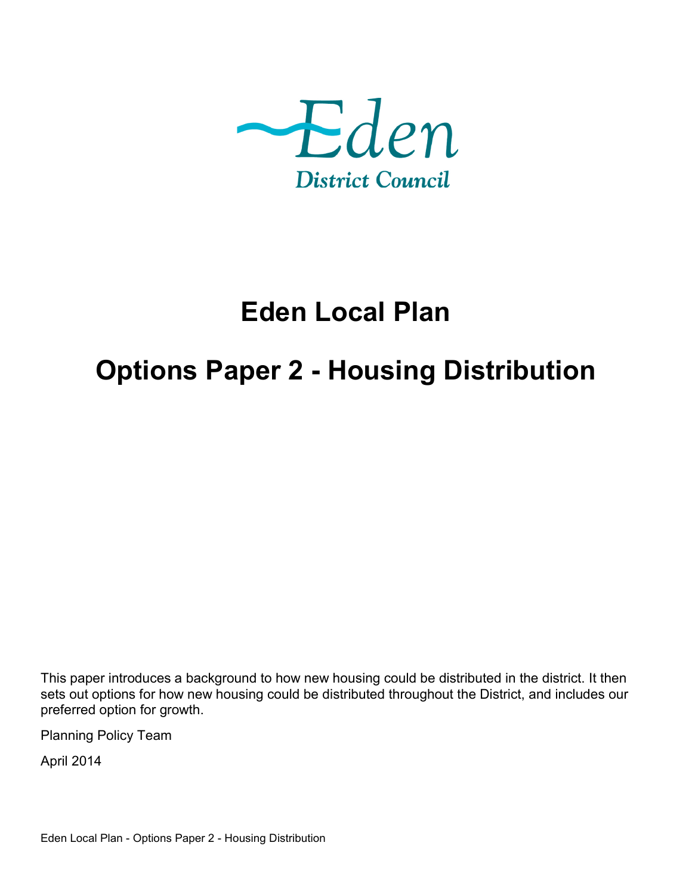Eden

District Council

# Eden Local Plan

# Options Paper 2 - Housing Distribution

This paper introduces a background to how new housing could be distributed in the district. It then sets out options for how new housing could be distributed throughout the District, and includes our preferred option for growth.

Planning Policy Team

April 2014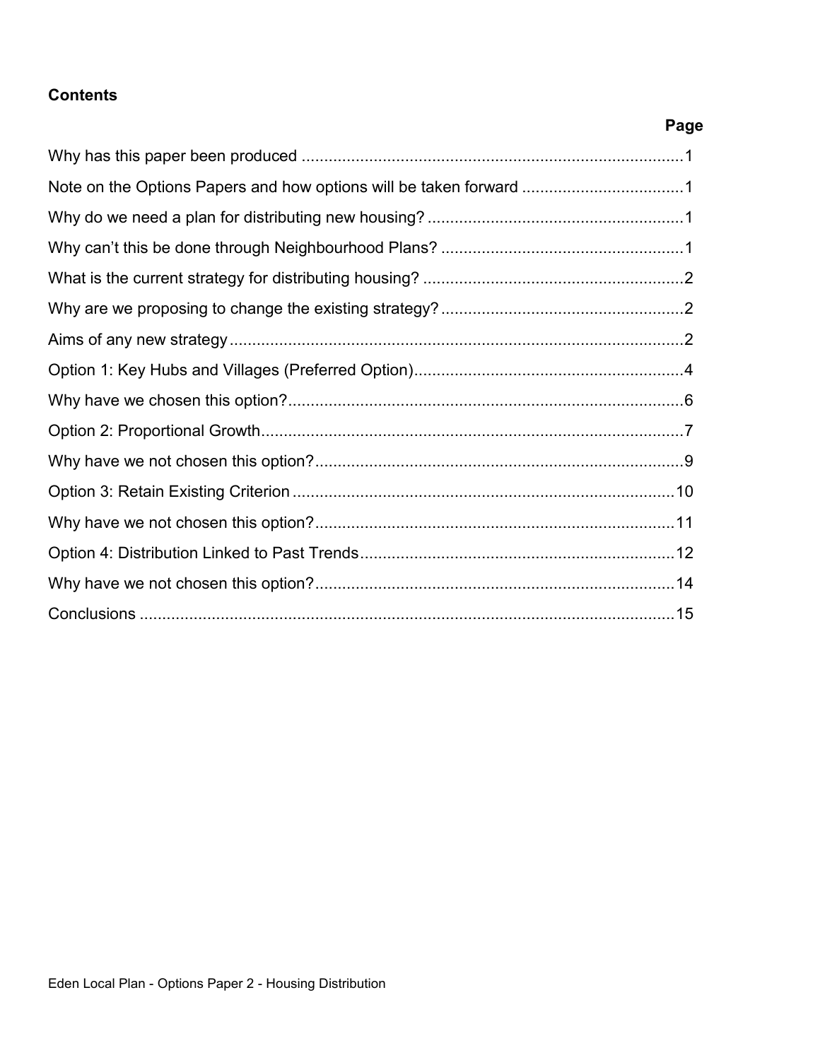**Contents**

| | Page |
|---|---|
| Why has this paper been produced | 1 |
| Note on the Options Papers and how options will be taken forward | 1 |
| Why do we need a plan for distributing new housing? | 1 |
| Why can't this be done through Neighbourhood Plans? | 1 |
| What is the current strategy for distributing housing? | 2 |
| Why are we proposing to change the existing strategy? | 2 |
| Aims of any new strategy | 2 |
| Option 1: Key Hubs and Villages (Preferred Option) | 4 |
| Why have we chosen this option? | 6 |
| Option 2: Proportional Growth | 7 |
| Why have we not chosen this option? | 9 |
| Option 3: Retain Existing Criterion | 10 |
| Why have we not chosen this option? | 11 |
| Option 4: Distribution Linked to Past Trends | 12 |
| Why have we not chosen this option? | 14 |
| Conclusions | 15 |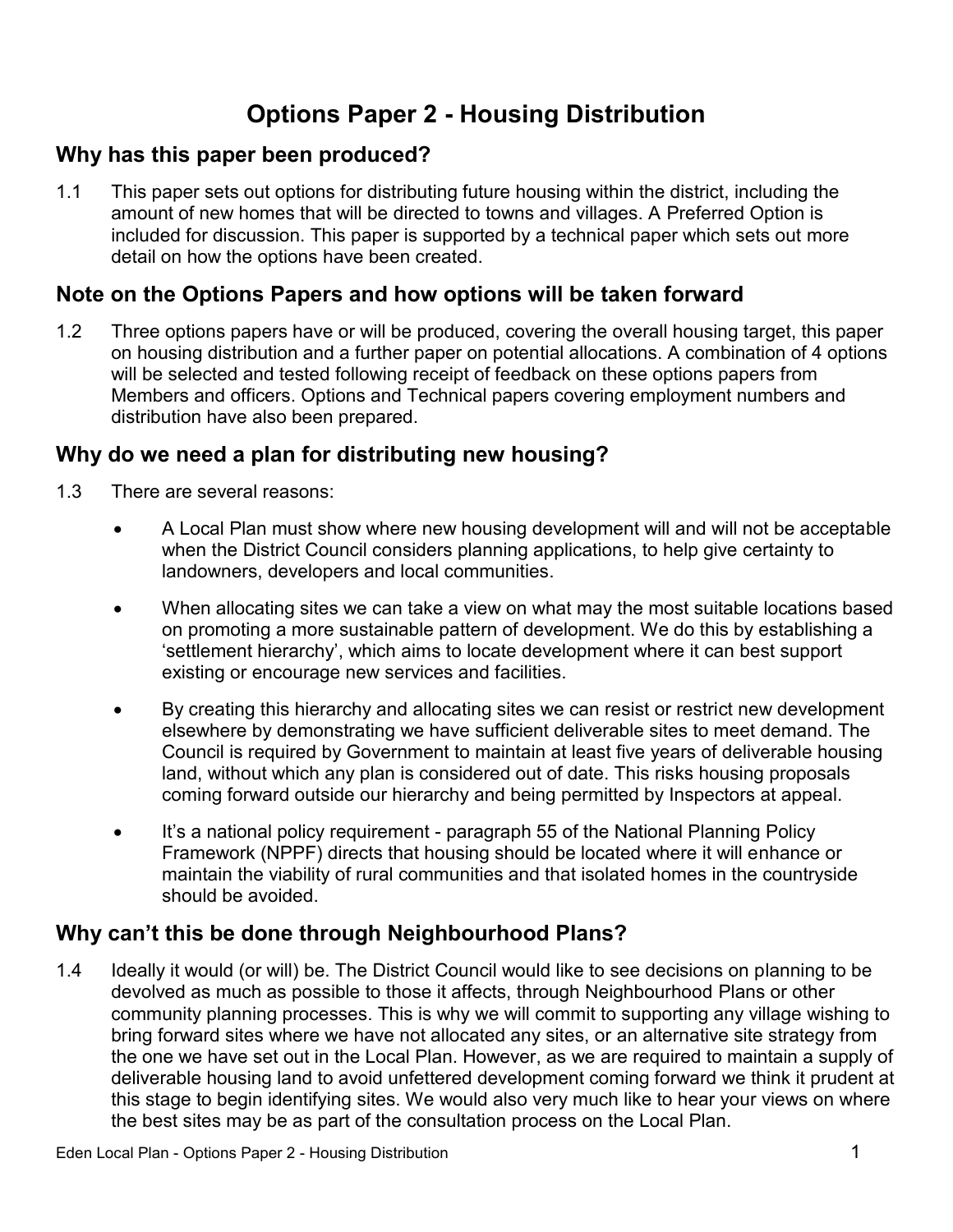# Options Paper 2 - Housing Distribution

## Why has this paper been produced?

1.1 This paper sets out options for distributing future housing within the district, including the amount of new homes that will be directed to towns and villages. A Preferred Option is included for discussion. This paper is supported by a technical paper which sets out more detail on how the options have been created.

## Note on the Options Papers and how options will be taken forward

1.2 Three options papers have or will be produced, covering the overall housing target, this paper on housing distribution and a further paper on potential allocations. A combination of 4 options will be selected and tested following receipt of feedback on these options papers from Members and officers. Options and Technical papers covering employment numbers and distribution have also been prepared.

## Why do we need a plan for distributing new housing?

1.3 There are several reasons:

- A Local Plan must show where new housing development will and will not be acceptable when the District Council considers planning applications, to help give certainty to landowners, developers and local communities.
- When allocating sites we can take a view on what may the most suitable locations based on promoting a more sustainable pattern of development. We do this by establishing a 'settlement hierarchy', which aims to locate development where it can best support existing or encourage new services and facilities.
- By creating this hierarchy and allocating sites we can resist or restrict new development elsewhere by demonstrating we have sufficient deliverable sites to meet demand. The Council is required by Government to maintain at least five years of deliverable housing land, without which any plan is considered out of date. This risks housing proposals coming forward outside our hierarchy and being permitted by Inspectors at appeal.
- It's a national policy requirement - paragraph 55 of the National Planning Policy Framework (NPPF) directs that housing should be located where it will enhance or maintain the viability of rural communities and that isolated homes in the countryside should be avoided.

## Why can't this be done through Neighbourhood Plans?

1.4 Ideally it would (or will) be. The District Council would like to see decisions on planning to be devolved as much as possible to those it affects, through Neighbourhood Plans or other community planning processes. This is why we will commit to supporting any village wishing to bring forward sites where we have not allocated any sites, or an alternative site strategy from the one we have set out in the Local Plan. However, as we are required to maintain a supply of deliverable housing land to avoid unfettered development coming forward we think it prudent at this stage to begin identifying sites. We would also very much like to hear your views on where the best sites may be as part of the consultation process on the Local Plan.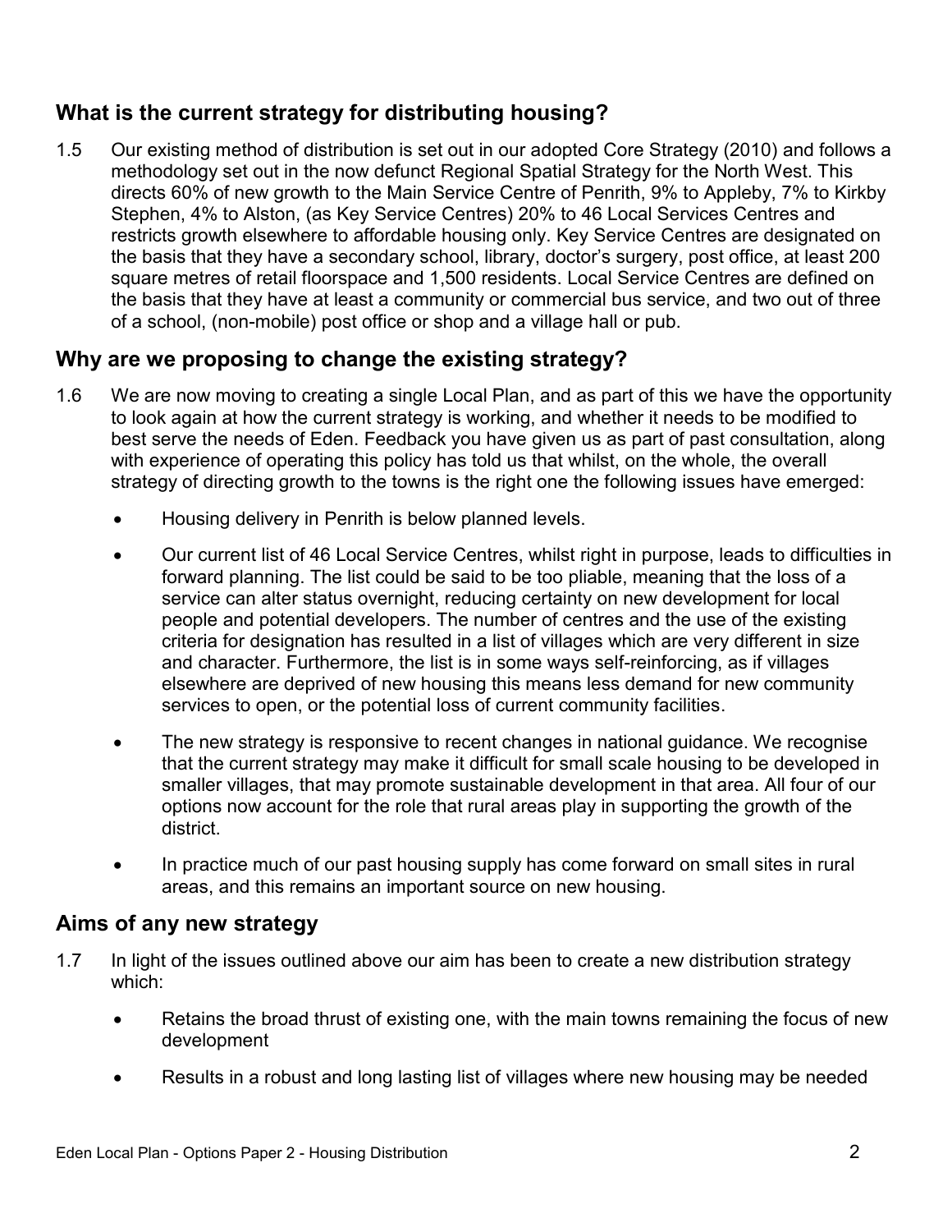## What is the current strategy for distributing housing?

1.5 Our existing method of distribution is set out in our adopted Core Strategy (2010) and follows a methodology set out in the now defunct Regional Spatial Strategy for the North West. This directs 60% of new growth to the Main Service Centre of Penrith, 9% to Appleby, 7% to Kirkby Stephen, 4% to Alston, (as Key Service Centres) 20% to 46 Local Services Centres and restricts growth elsewhere to affordable housing only. Key Service Centres are designated on the basis that they have a secondary school, library, doctor's surgery, post office, at least 200 square metres of retail floorspace and 1,500 residents. Local Service Centres are defined on the basis that they have at least a community or commercial bus service, and two out of three of a school, (non-mobile) post office or shop and a village hall or pub.

## Why are we proposing to change the existing strategy?

1.6 We are now moving to creating a single Local Plan, and as part of this we have the opportunity to look again at how the current strategy is working, and whether it needs to be modified to best serve the needs of Eden. Feedback you have given us as part of past consultation, along with experience of operating this policy has told us that whilst, on the whole, the overall strategy of directing growth to the towns is the right one the following issues have emerged:

- Housing delivery in Penrith is below planned levels.
- Our current list of 46 Local Service Centres, whilst right in purpose, leads to difficulties in forward planning. The list could be said to be too pliable, meaning that the loss of a service can alter status overnight, reducing certainty on new development for local people and potential developers. The number of centres and the use of the existing criteria for designation has resulted in a list of villages which are very different in size and character. Furthermore, the list is in some ways self-reinforcing, as if villages elsewhere are deprived of new housing this means less demand for new community services to open, or the potential loss of current community facilities.
- The new strategy is responsive to recent changes in national guidance. We recognise that the current strategy may make it difficult for small scale housing to be developed in smaller villages, that may promote sustainable development in that area. All four of our options now account for the role that rural areas play in supporting the growth of the district.
- In practice much of our past housing supply has come forward on small sites in rural areas, and this remains an important source on new housing.

## Aims of any new strategy

1.7 In light of the issues outlined above our aim has been to create a new distribution strategy which:

- Retains the broad thrust of existing one, with the main towns remaining the focus of new development
- Results in a robust and long lasting list of villages where new housing may be needed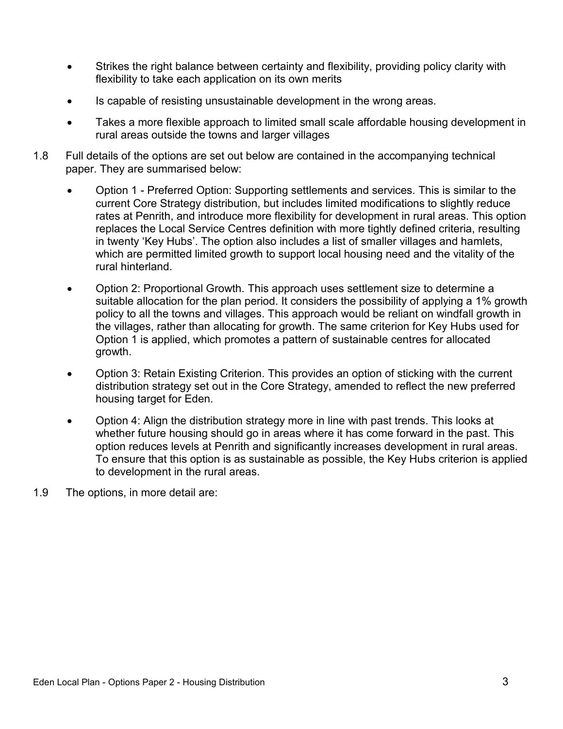- Strikes the right balance between certainty and flexibility, providing policy clarity with flexibility to take each application on its own merits
- Is capable of resisting unsustainable development in the wrong areas.
- Takes a more flexible approach to limited small scale affordable housing development in rural areas outside the towns and larger villages

1.8 Full details of the options are set out below are contained in the accompanying technical paper. They are summarised below:

- Option 1 - Preferred Option: Supporting settlements and services. This is similar to the current Core Strategy distribution, but includes limited modifications to slightly reduce rates at Penrith, and introduce more flexibility for development in rural areas. This option replaces the Local Service Centres definition with more tightly defined criteria, resulting in twenty 'Key Hubs'. The option also includes a list of smaller villages and hamlets, which are permitted limited growth to support local housing need and the vitality of the rural hinterland.
- Option 2: Proportional Growth. This approach uses settlement size to determine a suitable allocation for the plan period. It considers the possibility of applying a 1% growth policy to all the towns and villages. This approach would be reliant on windfall growth in the villages, rather than allocating for growth. The same criterion for Key Hubs used for Option 1 is applied, which promotes a pattern of sustainable centres for allocated growth.
- Option 3: Retain Existing Criterion. This provides an option of sticking with the current distribution strategy set out in the Core Strategy, amended to reflect the new preferred housing target for Eden.
- Option 4: Align the distribution strategy more in line with past trends. This looks at whether future housing should go in areas where it has come forward in the past. This option reduces levels at Penrith and significantly increases development in rural areas. To ensure that this option is as sustainable as possible, the Key Hubs criterion is applied to development in the rural areas.

1.9 The options, in more detail are: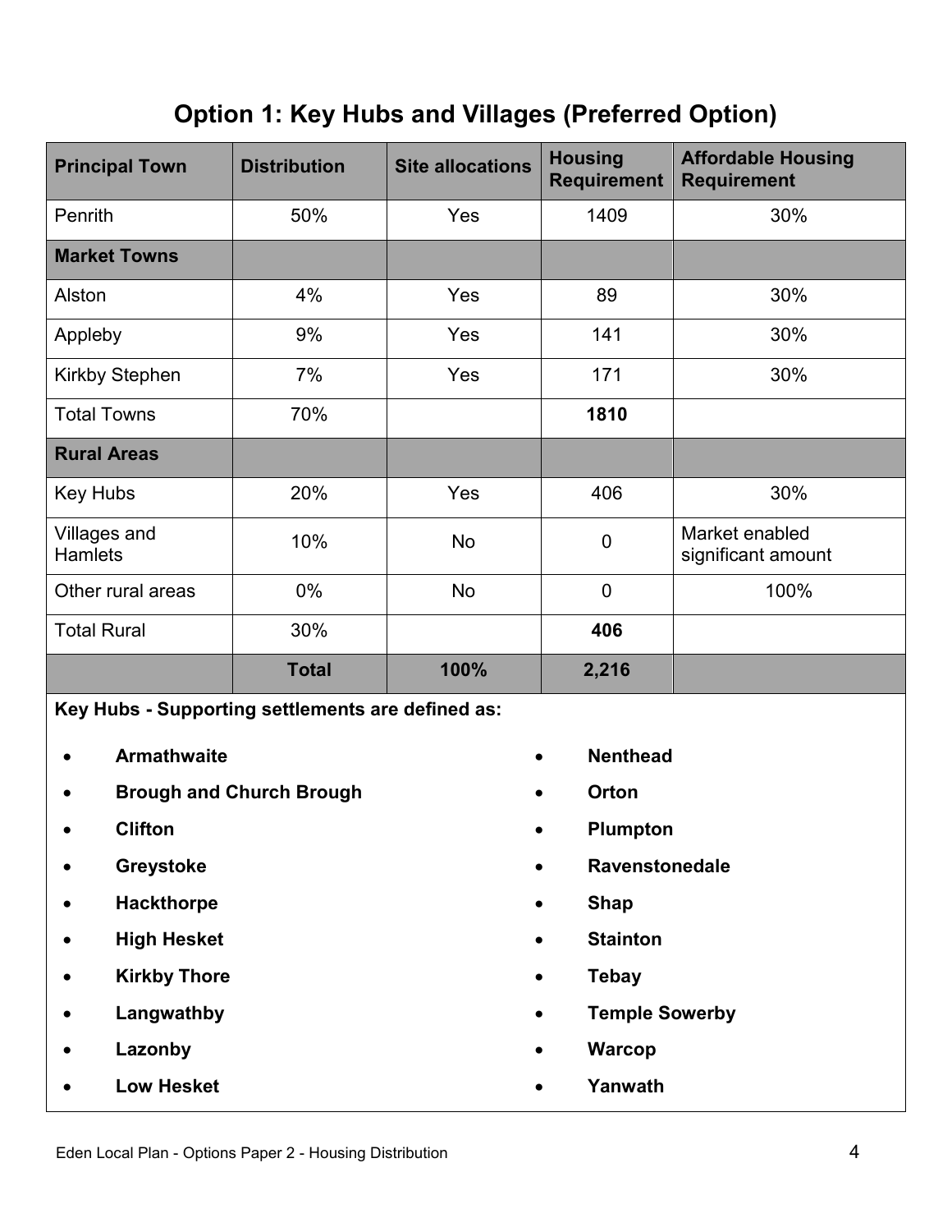# Option 1: Key Hubs and Villages (Preferred Option)

| Principal Town | Distribution | Site allocations | Housing Requirement | Affordable Housing Requirement |
|---|---|---|---|---|
| Penrith | 50% | Yes | 1409 | 30% |
| **Market Towns** | | | | |
| Alston | 4% | Yes | 89 | 30% |
| Appleby | 9% | Yes | 141 | 30% |
| Kirkby Stephen | 7% | Yes | 171 | 30% |
| Total Towns | 70% | | **1810** | |
| **Rural Areas** | | | | |
| Key Hubs | 20% | Yes | 406 | 30% |
| Villages and Hamlets | 10% | No | 0 | Market enabled significant amount |
| Other rural areas | 0% | No | 0 | 100% |
| Total Rural | 30% | | **406** | |
| | **Total** | **100%** | **2,216** | |

**Key Hubs - Supporting settlements are defined as:**

- **Armathwaite**
- **Brough and Church Brough**
- **Clifton**
- **Greystoke**
- **Hackthorpe**
- **High Hesket**
- **Kirkby Thore**
- **Langwathby**
- **Lazonby**
- **Low Hesket**
- **Nenthead**
- **Orton**
- **Plumpton**
- **Ravenstonedale**
- **Shap**
- **Stainton**
- **Tebay**
- **Temple Sowerby**
- **Warcop**
- **Yanwath**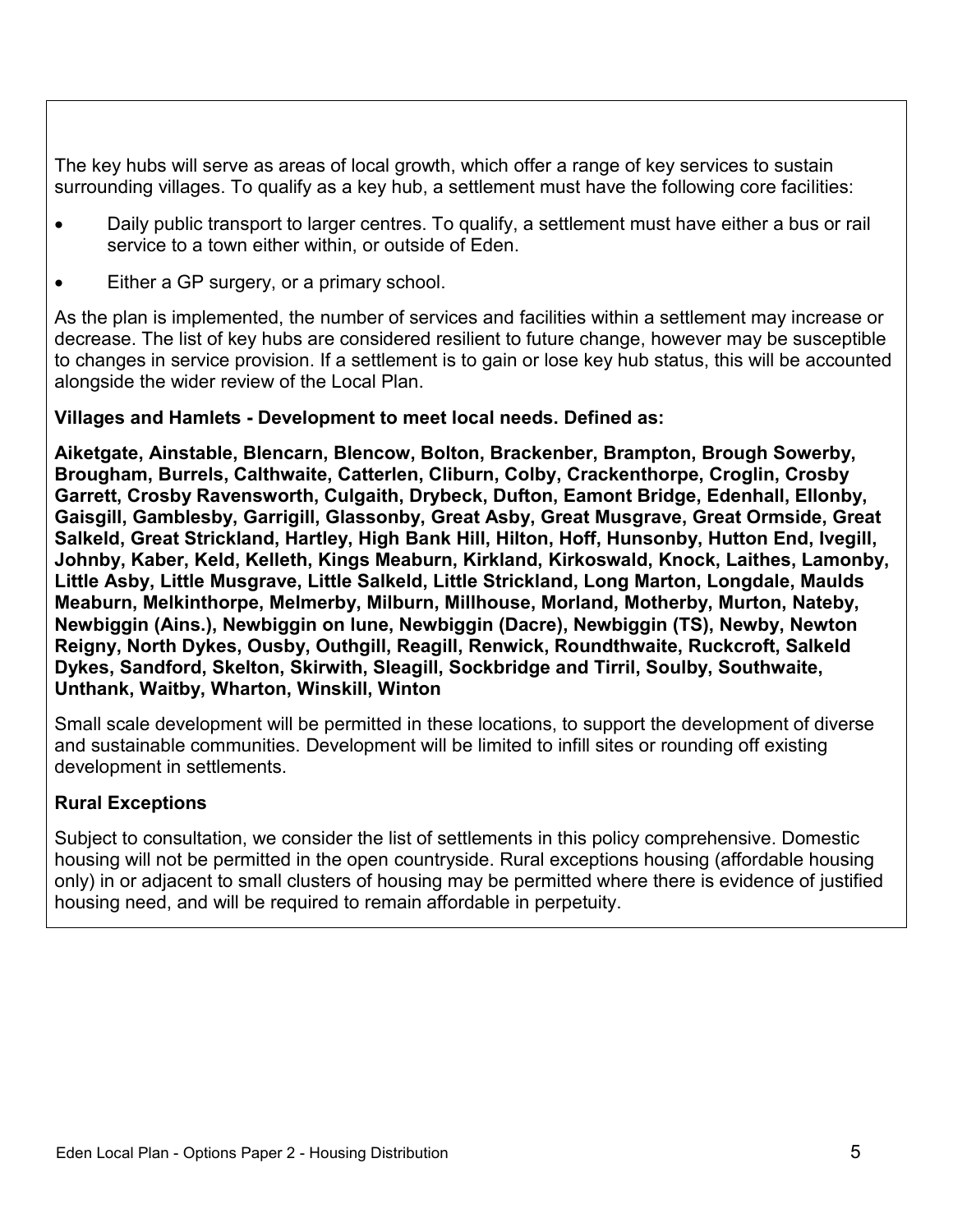The key hubs will serve as areas of local growth, which offer a range of key services to sustain surrounding villages. To qualify as a key hub, a settlement must have the following core facilities:

- Daily public transport to larger centres. To qualify, a settlement must have either a bus or rail service to a town either within, or outside of Eden.
- Either a GP surgery, or a primary school.

As the plan is implemented, the number of services and facilities within a settlement may increase or decrease. The list of key hubs are considered resilient to future change, however may be susceptible to changes in service provision. If a settlement is to gain or lose key hub status, this will be accounted alongside the wider review of the Local Plan.

**Villages and Hamlets - Development to meet local needs. Defined as:**

**Aiketgate, Ainstable, Blencarn, Blencow, Bolton, Brackenber, Brampton, Brough Sowerby, Brougham, Burrels, Calthwaite, Catterlen, Cliburn, Colby, Crackenthorpe, Croglin, Crosby Garrett, Crosby Ravensworth, Culgaith, Drybeck, Dufton, Eamont Bridge, Edenhall, Ellonby, Gaisgill, Gamblesby, Garrigill, Glassonby, Great Asby, Great Musgrave, Great Ormside, Great Salkeld, Great Strickland, Hartley, High Bank Hill, Hilton, Hoff, Hunsonby, Hutton End, Ivegill, Johnby, Kaber, Keld, Kelleth, Kings Meaburn, Kirkland, Kirkoswald, Knock, Laithes, Lamonby, Little Asby, Little Musgrave, Little Salkeld, Little Strickland, Long Marton, Longdale, Maulds Meaburn, Melkinthorpe, Melmerby, Milburn, Millhouse, Morland, Motherby, Murton, Nateby, Newbiggin (Ains.), Newbiggin on lune, Newbiggin (Dacre), Newbiggin (TS), Newby, Newton Reigny, North Dykes, Ousby, Outhgill, Reagill, Renwick, Roundthwaite, Ruckcroft, Salkeld Dykes, Sandford, Skelton, Skirwith, Sleagill, Sockbridge and Tirril, Soulby, Southwaite, Unthank, Waitby, Wharton, Winskill, Winton**

Small scale development will be permitted in these locations, to support the development of diverse and sustainable communities. Development will be limited to infill sites or rounding off existing development in settlements.

**Rural Exceptions**

Subject to consultation, we consider the list of settlements in this policy comprehensive. Domestic housing will not be permitted in the open countryside. Rural exceptions housing (affordable housing only) in or adjacent to small clusters of housing may be permitted where there is evidence of justified housing need, and will be required to remain affordable in perpetuity.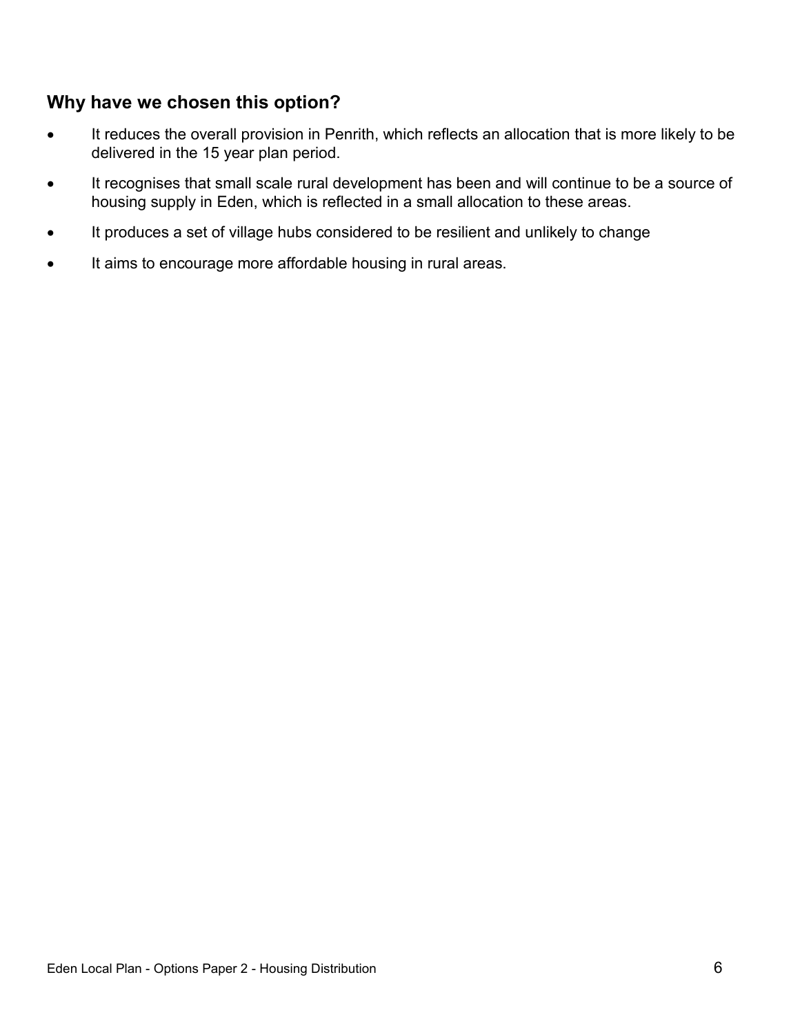## Why have we chosen this option?

- It reduces the overall provision in Penrith, which reflects an allocation that is more likely to be delivered in the 15 year plan period.
- It recognises that small scale rural development has been and will continue to be a source of housing supply in Eden, which is reflected in a small allocation to these areas.
- It produces a set of village hubs considered to be resilient and unlikely to change
- It aims to encourage more affordable housing in rural areas.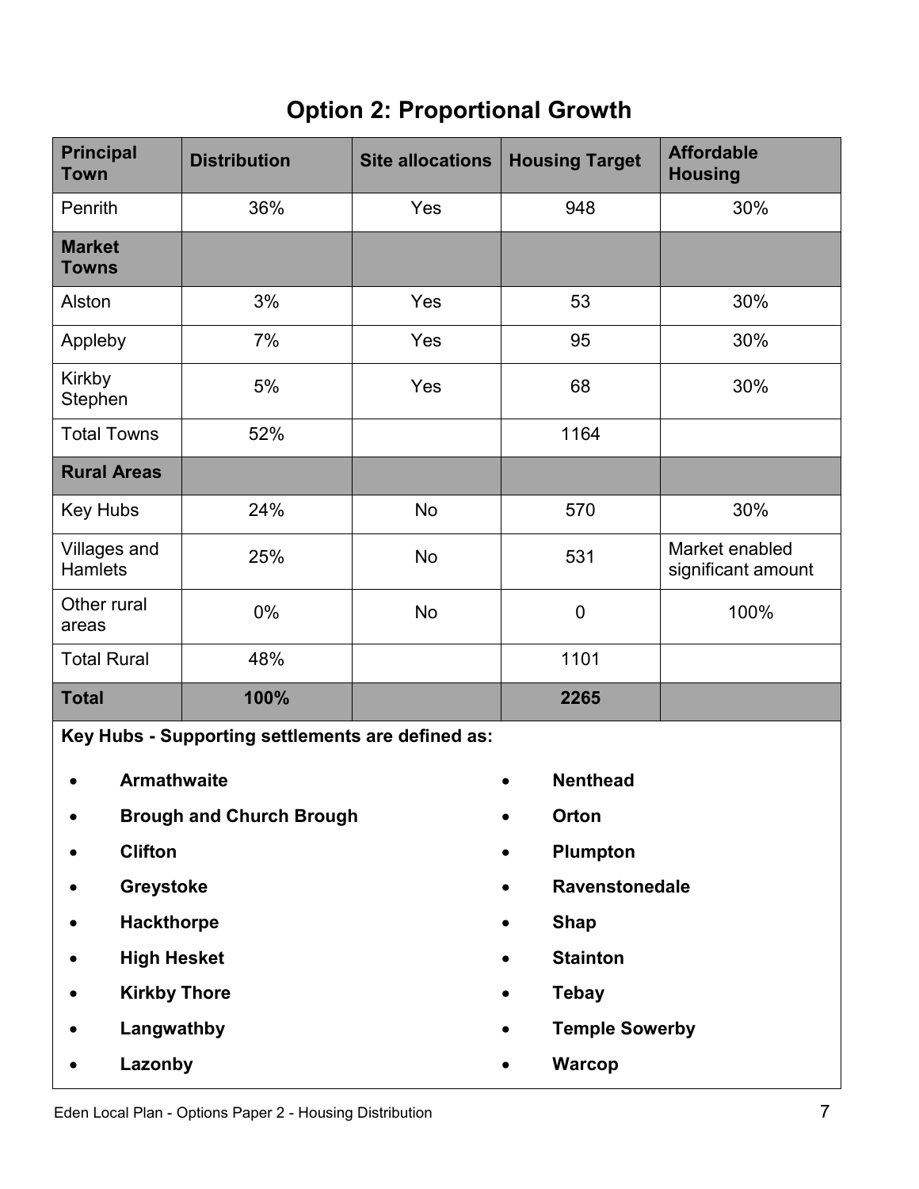# Option 2: Proportional Growth

| Principal Town | Distribution | Site allocations | Housing Target | Affordable Housing |
|---|---|---|---|---|
| Penrith | 36% | Yes | 948 | 30% |
| **Market Towns** | | | | |
| Alston | 3% | Yes | 53 | 30% |
| Appleby | 7% | Yes | 95 | 30% |
| Kirkby Stephen | 5% | Yes | 68 | 30% |
| Total Towns | 52% | | 1164 | |
| **Rural Areas** | | | | |
| Key Hubs | 24% | No | 570 | 30% |
| Villages and Hamlets | 25% | No | 531 | Market enabled significant amount |
| Other rural areas | 0% | No | 0 | 100% |
| Total Rural | 48% | | 1101 | |
| **Total** | **100%** | | **2265** | |

**Key Hubs - Supporting settlements are defined as:**

- **Armathwaite**
- **Brough and Church Brough**
- **Clifton**
- **Greystoke**
- **Hackthorpe**
- **High Hesket**
- **Kirkby Thore**
- **Langwathby**
- **Lazonby**
- **Nenthead**
- **Orton**
- **Plumpton**
- **Ravenstonedale**
- **Shap**
- **Stainton**
- **Tebay**
- **Temple Sowerby**
- **Warcop**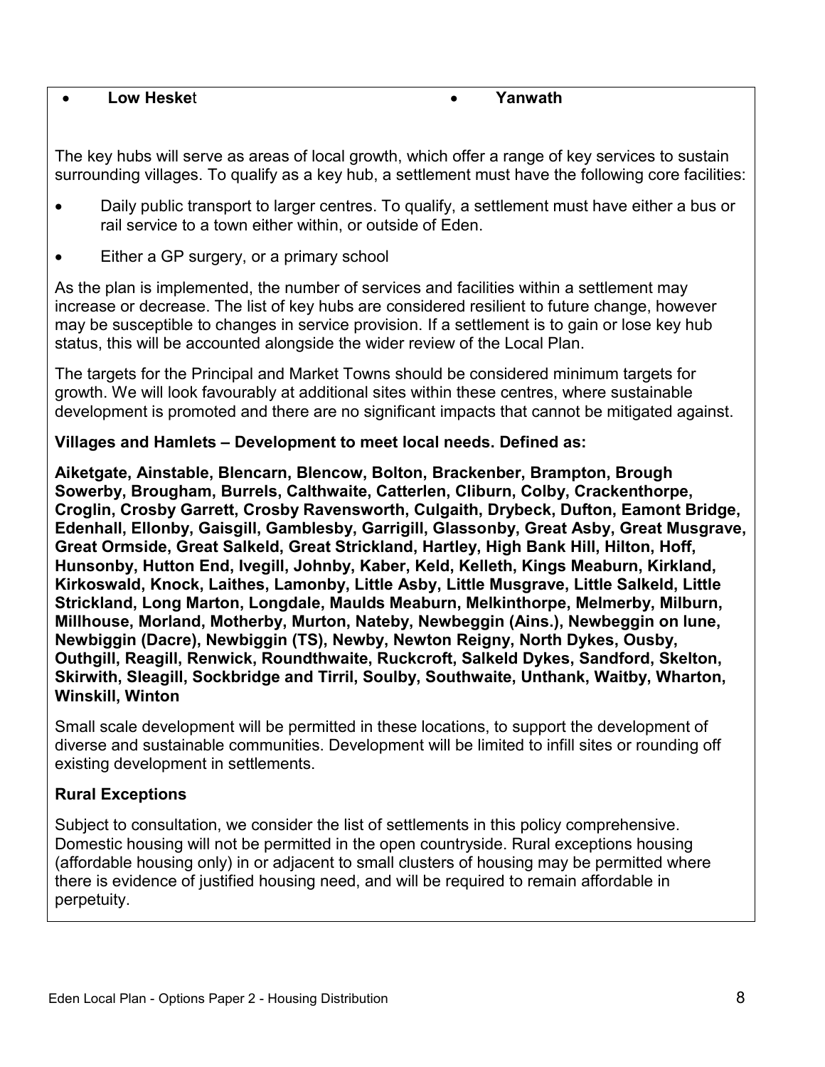- **Low Hesket**
- **Yanwath**

The key hubs will serve as areas of local growth, which offer a range of key services to sustain surrounding villages. To qualify as a key hub, a settlement must have the following core facilities:

- Daily public transport to larger centres. To qualify, a settlement must have either a bus or rail service to a town either within, or outside of Eden.
- Either a GP surgery, or a primary school

As the plan is implemented, the number of services and facilities within a settlement may increase or decrease. The list of key hubs are considered resilient to future change, however may be susceptible to changes in service provision. If a settlement is to gain or lose key hub status, this will be accounted alongside the wider review of the Local Plan.

The targets for the Principal and Market Towns should be considered minimum targets for growth. We will look favourably at additional sites within these centres, where sustainable development is promoted and there are no significant impacts that cannot be mitigated against.

**Villages and Hamlets – Development to meet local needs. Defined as:**

**Aiketgate, Ainstable, Blencarn, Blencow, Bolton, Brackenber, Brampton, Brough Sowerby, Brougham, Burrels, Calthwaite, Catterlen, Cliburn, Colby, Crackenthorpe, Croglin, Crosby Garrett, Crosby Ravensworth, Culgaith, Drybeck, Dufton, Eamont Bridge, Edenhall, Ellonby, Gaisgill, Gamblesby, Garrigill, Glassonby, Great Asby, Great Musgrave, Great Ormside, Great Salkeld, Great Strickland, Hartley, High Bank Hill, Hilton, Hoff, Hunsonby, Hutton End, Ivegill, Johnby, Kaber, Keld, Kelleth, Kings Meaburn, Kirkland, Kirkoswald, Knock, Laithes, Lamonby, Little Asby, Little Musgrave, Little Salkeld, Little Strickland, Long Marton, Longdale, Maulds Meaburn, Melkinthorpe, Melmerby, Milburn, Millhouse, Morland, Motherby, Murton, Nateby, Newbeggin (Ains.), Newbeggin on lune, Newbiggin (Dacre), Newbiggin (TS), Newby, Newton Reigny, North Dykes, Ousby, Outhgill, Reagill, Renwick, Roundthwaite, Ruckcroft, Salkeld Dykes, Sandford, Skelton, Skirwith, Sleagill, Sockbridge and Tirril, Soulby, Southwaite, Unthank, Waitby, Wharton, Winskill, Winton**

Small scale development will be permitted in these locations, to support the development of diverse and sustainable communities. Development will be limited to infill sites or rounding off existing development in settlements.

**Rural Exceptions**

Subject to consultation, we consider the list of settlements in this policy comprehensive. Domestic housing will not be permitted in the open countryside. Rural exceptions housing (affordable housing only) in or adjacent to small clusters of housing may be permitted where there is evidence of justified housing need, and will be required to remain affordable in perpetuity.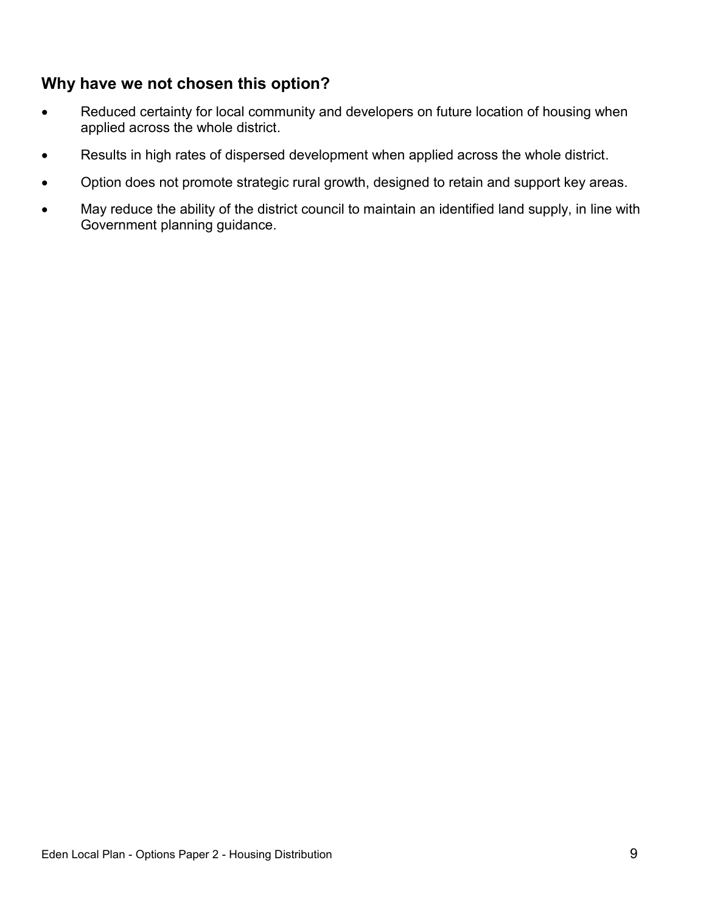## Why have we not chosen this option?

- Reduced certainty for local community and developers on future location of housing when applied across the whole district.
- Results in high rates of dispersed development when applied across the whole district.
- Option does not promote strategic rural growth, designed to retain and support key areas.
- May reduce the ability of the district council to maintain an identified land supply, in line with Government planning guidance.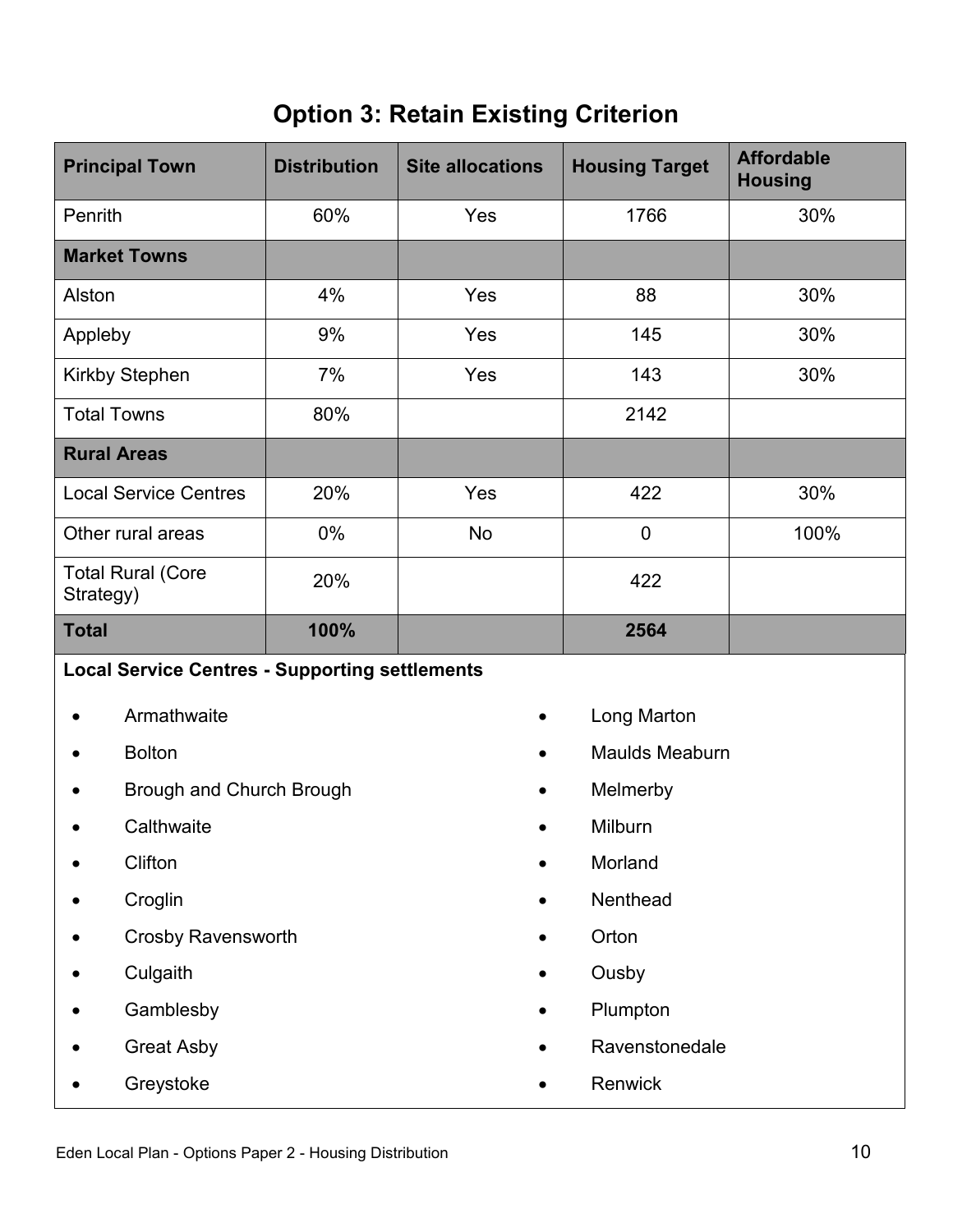## Option 3: Retain Existing Criterion

| Principal Town | Distribution | Site allocations | Housing Target | Affordable Housing |
|---|---|---|---|---|
| Penrith | 60% | Yes | 1766 | 30% |
| **Market Towns** | | | | |
| Alston | 4% | Yes | 88 | 30% |
| Appleby | 9% | Yes | 145 | 30% |
| Kirkby Stephen | 7% | Yes | 143 | 30% |
| Total Towns | 80% | | 2142 | |
| **Rural Areas** | | | | |
| Local Service Centres | 20% | Yes | 422 | 30% |
| Other rural areas | 0% | No | 0 | 100% |
| Total Rural (Core Strategy) | 20% | | 422 | |
| **Total** | **100%** | | **2564** | |

**Local Service Centres - Supporting settlements**

- Armathwaite
- Bolton
- Brough and Church Brough
- Calthwaite
- Clifton
- Croglin
- Crosby Ravensworth
- Culgaith
- Gamblesby
- Great Asby
- Greystoke
- Long Marton
- Maulds Meaburn
- Melmerby
- Milburn
- Morland
- Nenthead
- Orton
- Ousby
- Plumpton
- Ravenstonedale
- Renwick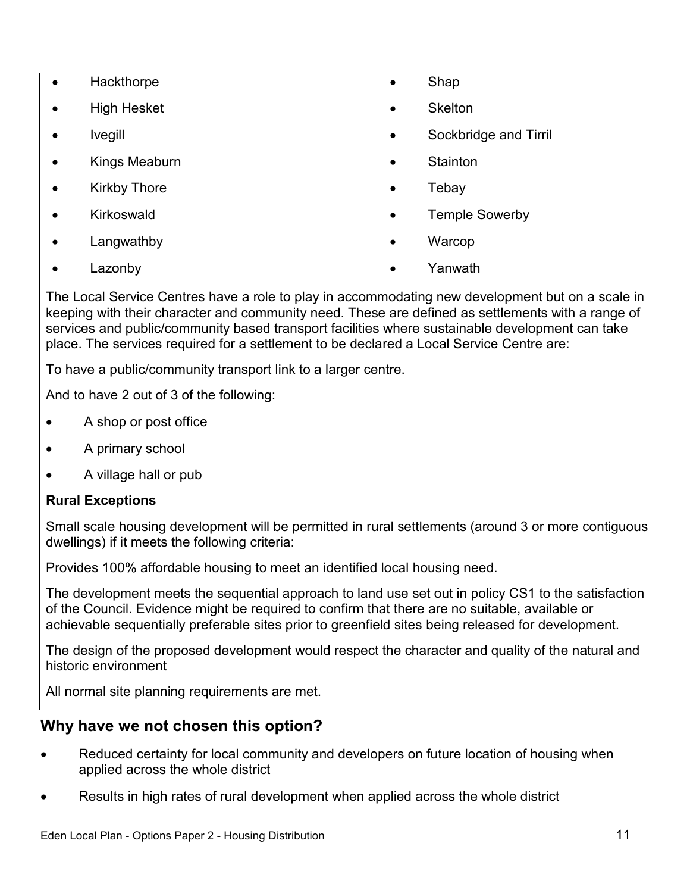- Hackthorpe
- High Hesket
- Ivegill
- Kings Meaburn
- Kirkby Thore
- Kirkoswald
- Langwathby
- Lazonby
- Shap
- Skelton
- Sockbridge and Tirril
- Stainton
- Tebay
- Temple Sowerby
- Warcop
- Yanwath

The Local Service Centres have a role to play in accommodating new development but on a scale in keeping with their character and community need. These are defined as settlements with a range of services and public/community based transport facilities where sustainable development can take place. The services required for a settlement to be declared a Local Service Centre are:

To have a public/community transport link to a larger centre.

And to have 2 out of 3 of the following:

- A shop or post office
- A primary school
- A village hall or pub

**Rural Exceptions**

Small scale housing development will be permitted in rural settlements (around 3 or more contiguous dwellings) if it meets the following criteria:

Provides 100% affordable housing to meet an identified local housing need.

The development meets the sequential approach to land use set out in policy CS1 to the satisfaction of the Council. Evidence might be required to confirm that there are no suitable, available or achievable sequentially preferable sites prior to greenfield sites being released for development.

The design of the proposed development would respect the character and quality of the natural and historic environment

All normal site planning requirements are met.

## Why have we not chosen this option?

- Reduced certainty for local community and developers on future location of housing when applied across the whole district
- Results in high rates of rural development when applied across the whole district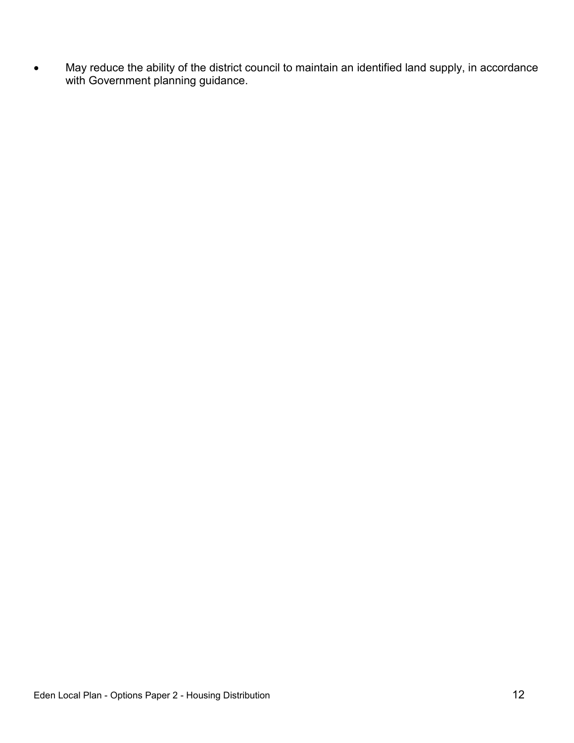- May reduce the ability of the district council to maintain an identified land supply, in accordance with Government planning guidance.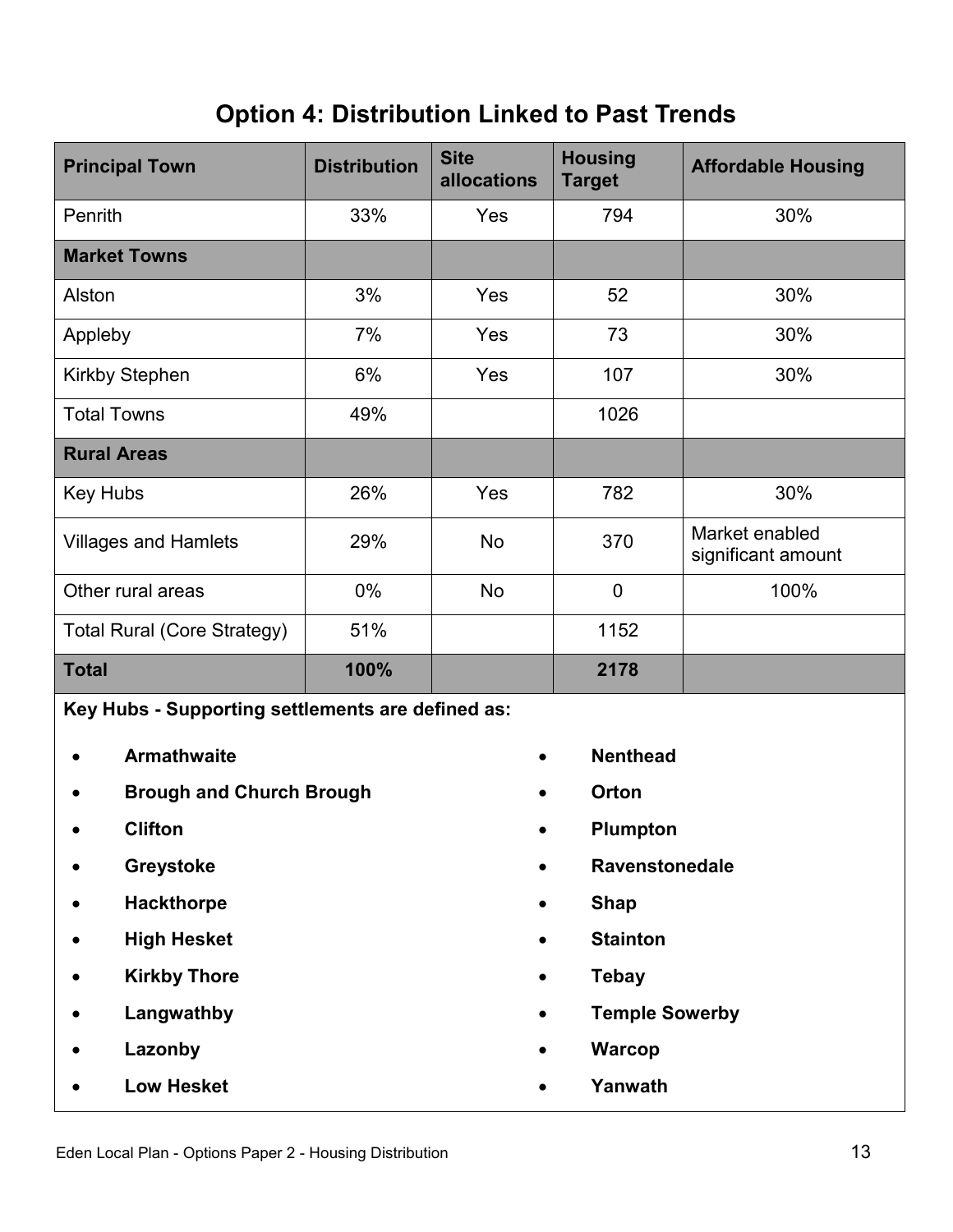## Option 4: Distribution Linked to Past Trends

| Principal Town | Distribution | Site allocations | Housing Target | Affordable Housing |
|---|---|---|---|---|
| Penrith | 33% | Yes | 794 | 30% |
| **Market Towns** | | | | |
| Alston | 3% | Yes | 52 | 30% |
| Appleby | 7% | Yes | 73 | 30% |
| Kirkby Stephen | 6% | Yes | 107 | 30% |
| Total Towns | 49% | | 1026 | |
| **Rural Areas** | | | | |
| Key Hubs | 26% | Yes | 782 | 30% |
| Villages and Hamlets | 29% | No | 370 | Market enabled significant amount |
| Other rural areas | 0% | No | 0 | 100% |
| Total Rural (Core Strategy) | 51% | | 1152 | |
| **Total** | **100%** | | **2178** | |

**Key Hubs - Supporting settlements are defined as:**

- **Armathwaite**
- **Brough and Church Brough**
- **Clifton**
- **Greystoke**
- **Hackthorpe**
- **High Hesket**
- **Kirkby Thore**
- **Langwathby**
- **Lazonby**
- **Low Hesket**
- **Nenthead**
- **Orton**
- **Plumpton**
- **Ravenstonedale**
- **Shap**
- **Stainton**
- **Tebay**
- **Temple Sowerby**
- **Warcop**
- **Yanwath**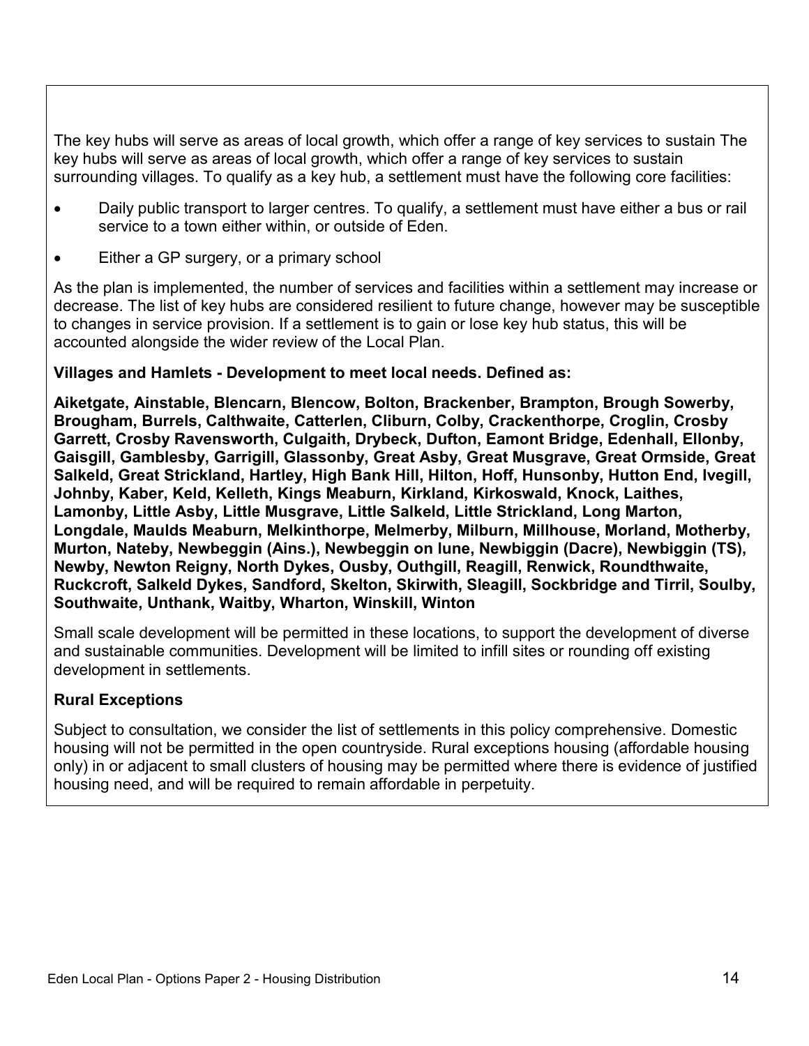The key hubs will serve as areas of local growth, which offer a range of key services to sustain The key hubs will serve as areas of local growth, which offer a range of key services to sustain surrounding villages. To qualify as a key hub, a settlement must have the following core facilities:

- Daily public transport to larger centres. To qualify, a settlement must have either a bus or rail service to a town either within, or outside of Eden.
- Either a GP surgery, or a primary school

As the plan is implemented, the number of services and facilities within a settlement may increase or decrease. The list of key hubs are considered resilient to future change, however may be susceptible to changes in service provision. If a settlement is to gain or lose key hub status, this will be accounted alongside the wider review of the Local Plan.

**Villages and Hamlets - Development to meet local needs. Defined as:**

**Aiketgate, Ainstable, Blencarn, Blencow, Bolton, Brackenber, Brampton, Brough Sowerby, Brougham, Burrels, Calthwaite, Catterlen, Cliburn, Colby, Crackenthorpe, Croglin, Crosby Garrett, Crosby Ravensworth, Culgaith, Drybeck, Dufton, Eamont Bridge, Edenhall, Ellonby, Gaisgill, Gamblesby, Garrigill, Glassonby, Great Asby, Great Musgrave, Great Ormside, Great Salkeld, Great Strickland, Hartley, High Bank Hill, Hilton, Hoff, Hunsonby, Hutton End, Ivegill, Johnby, Kaber, Keld, Kelleth, Kings Meaburn, Kirkland, Kirkoswald, Knock, Laithes, Lamonby, Little Asby, Little Musgrave, Little Salkeld, Little Strickland, Long Marton, Longdale, Maulds Meaburn, Melkinthorpe, Melmerby, Milburn, Millhouse, Morland, Motherby, Murton, Nateby, Newbeggin (Ains.), Newbeggin on lune, Newbiggin (Dacre), Newbiggin (TS), Newby, Newton Reigny, North Dykes, Ousby, Outhgill, Reagill, Renwick, Roundthwaite, Ruckcroft, Salkeld Dykes, Sandford, Skelton, Skirwith, Sleagill, Sockbridge and Tirril, Soulby, Southwaite, Unthank, Waitby, Wharton, Winskill, Winton**

Small scale development will be permitted in these locations, to support the development of diverse and sustainable communities. Development will be limited to infill sites or rounding off existing development in settlements.

**Rural Exceptions**

Subject to consultation, we consider the list of settlements in this policy comprehensive. Domestic housing will not be permitted in the open countryside. Rural exceptions housing (affordable housing only) in or adjacent to small clusters of housing may be permitted where there is evidence of justified housing need, and will be required to remain affordable in perpetuity.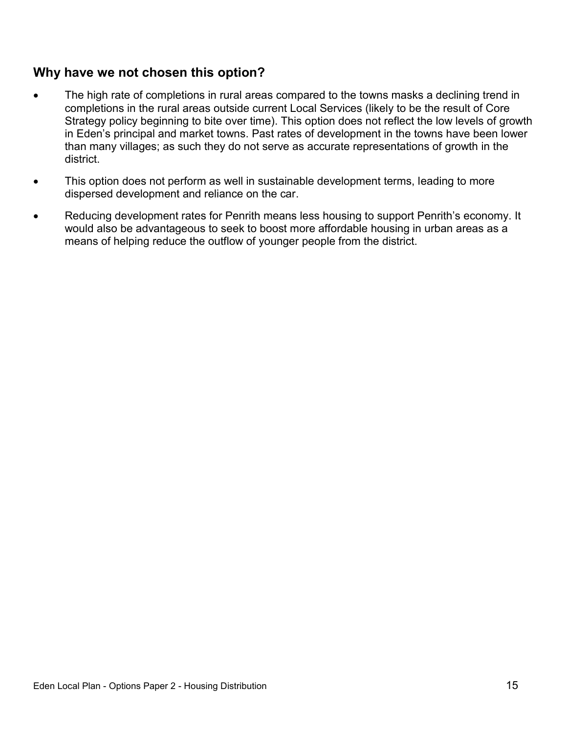## Why have we not chosen this option?

- The high rate of completions in rural areas compared to the towns masks a declining trend in completions in the rural areas outside current Local Services (likely to be the result of Core Strategy policy beginning to bite over time). This option does not reflect the low levels of growth in Eden's principal and market towns. Past rates of development in the towns have been lower than many villages; as such they do not serve as accurate representations of growth in the district.
- This option does not perform as well in sustainable development terms, leading to more dispersed development and reliance on the car.
- Reducing development rates for Penrith means less housing to support Penrith's economy. It would also be advantageous to seek to boost more affordable housing in urban areas as a means of helping reduce the outflow of younger people from the district.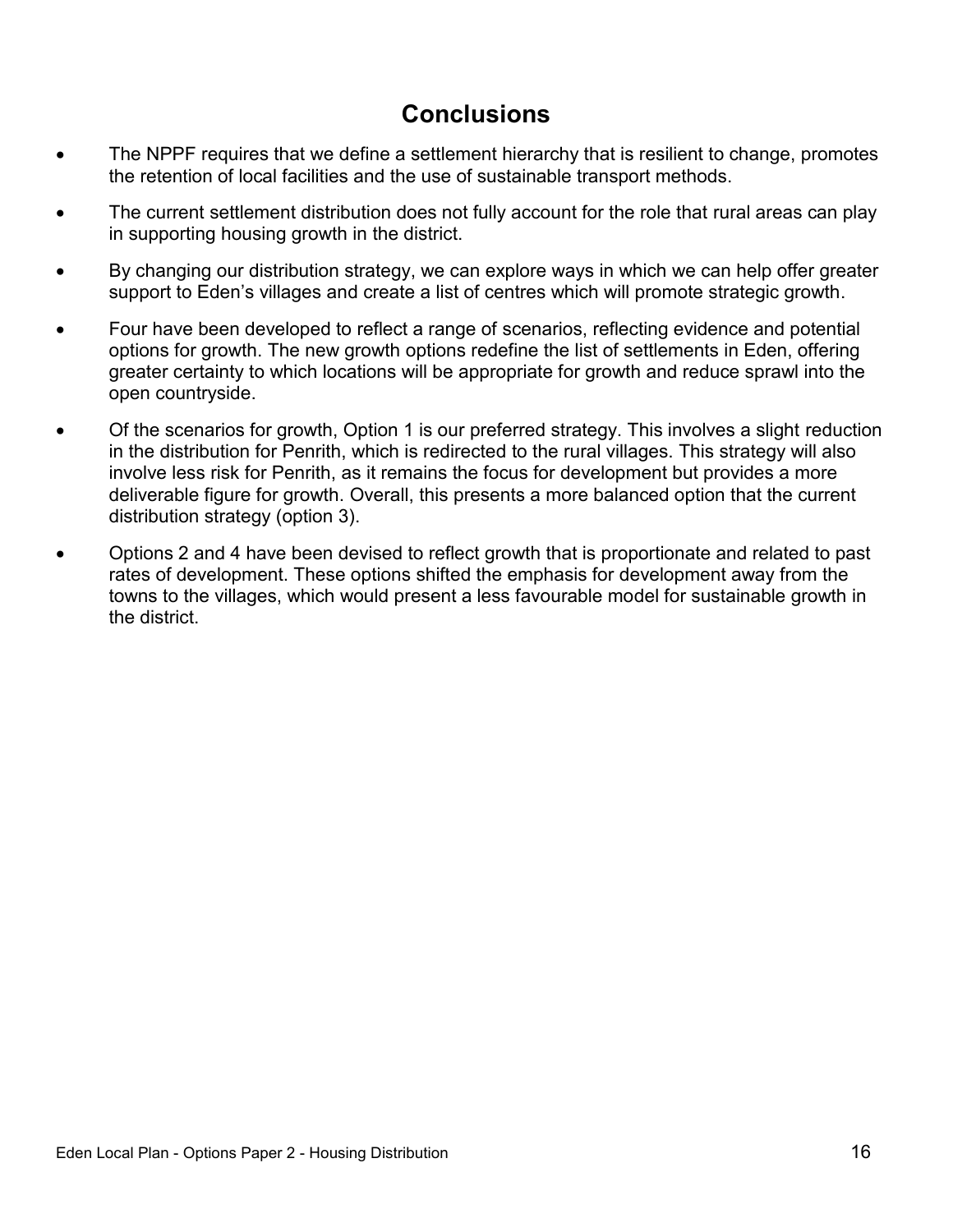## Conclusions

- The NPPF requires that we define a settlement hierarchy that is resilient to change, promotes the retention of local facilities and the use of sustainable transport methods.
- The current settlement distribution does not fully account for the role that rural areas can play in supporting housing growth in the district.
- By changing our distribution strategy, we can explore ways in which we can help offer greater support to Eden's villages and create a list of centres which will promote strategic growth.
- Four have been developed to reflect a range of scenarios, reflecting evidence and potential options for growth. The new growth options redefine the list of settlements in Eden, offering greater certainty to which locations will be appropriate for growth and reduce sprawl into the open countryside.
- Of the scenarios for growth, Option 1 is our preferred strategy. This involves a slight reduction in the distribution for Penrith, which is redirected to the rural villages. This strategy will also involve less risk for Penrith, as it remains the focus for development but provides a more deliverable figure for growth. Overall, this presents a more balanced option that the current distribution strategy (option 3).
- Options 2 and 4 have been devised to reflect growth that is proportionate and related to past rates of development. These options shifted the emphasis for development away from the towns to the villages, which would present a less favourable model for sustainable growth in the district.